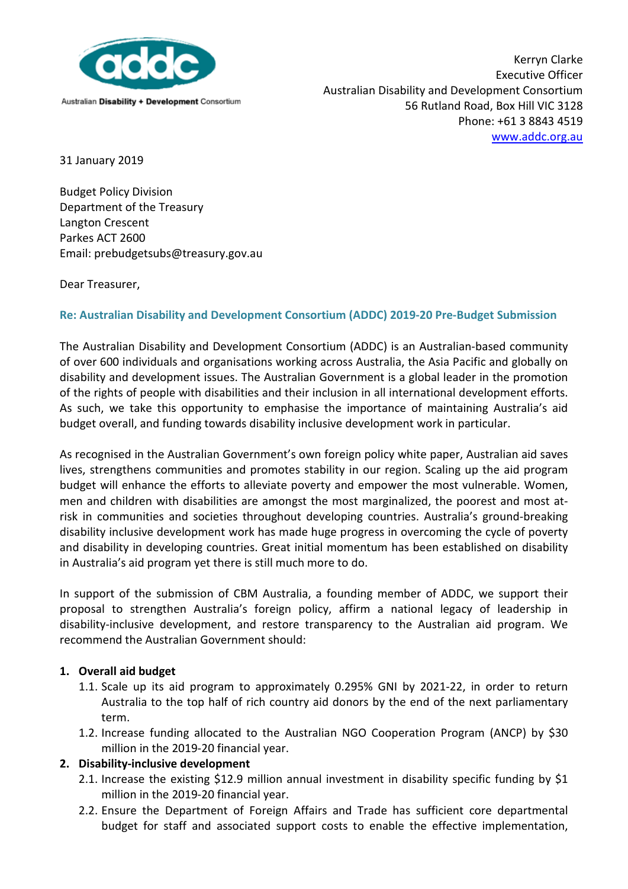Australian **Disability + Development** Consortium

Kerryn Clarke
Executive Officer
Australian Disability and Development Consortium
56 Rutland Road, Box Hill VIC 3128
Phone: +61 3 8843 4519
www.addc.org.au

31 January 2019

Budget Policy Division
Department of the Treasury
Langton Crescent
Parkes ACT 2600
Email: prebudgetsubs@treasury.gov.au

Dear Treasurer,

**Re: Australian Disability and Development Consortium (ADDC) 2019-20 Pre-Budget Submission**

The Australian Disability and Development Consortium (ADDC) is an Australian-based community of over 600 individuals and organisations working across Australia, the Asia Pacific and globally on disability and development issues. The Australian Government is a global leader in the promotion of the rights of people with disabilities and their inclusion in all international development efforts. As such, we take this opportunity to emphasise the importance of maintaining Australia's aid budget overall, and funding towards disability inclusive development work in particular.

As recognised in the Australian Government's own foreign policy white paper, Australian aid saves lives, strengthens communities and promotes stability in our region. Scaling up the aid program budget will enhance the efforts to alleviate poverty and empower the most vulnerable. Women, men and children with disabilities are amongst the most marginalized, the poorest and most at-risk in communities and societies throughout developing countries. Australia's ground-breaking disability inclusive development work has made huge progress in overcoming the cycle of poverty and disability in developing countries. Great initial momentum has been established on disability in Australia's aid program yet there is still much more to do.

In support of the submission of CBM Australia, a founding member of ADDC, we support their proposal to strengthen Australia's foreign policy, affirm a national legacy of leadership in disability-inclusive development, and restore transparency to the Australian aid program. We recommend the Australian Government should:

1. **Overall aid budget**
   1.1. Scale up its aid program to approximately 0.295% GNI by 2021-22, in order to return Australia to the top half of rich country aid donors by the end of the next parliamentary term.
   1.2. Increase funding allocated to the Australian NGO Cooperation Program (ANCP) by $30 million in the 2019-20 financial year.
2. **Disability-inclusive development**
   2.1. Increase the existing $12.9 million annual investment in disability specific funding by $1 million in the 2019-20 financial year.
   2.2. Ensure the Department of Foreign Affairs and Trade has sufficient core departmental budget for staff and associated support costs to enable the effective implementation,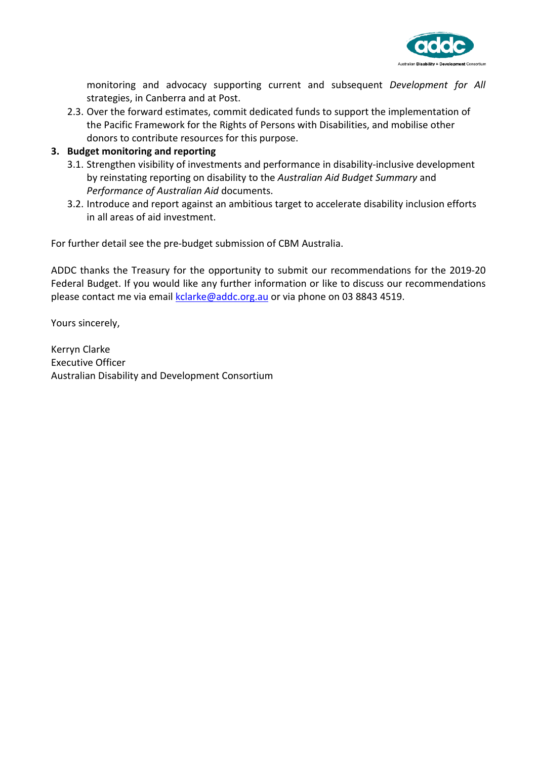monitoring and advocacy supporting current and subsequent *Development for All* strategies, in Canberra and at Post.

2.3. Over the forward estimates, commit dedicated funds to support the implementation of the Pacific Framework for the Rights of Persons with Disabilities, and mobilise other donors to contribute resources for this purpose.

**3. Budget monitoring and reporting**

3.1. Strengthen visibility of investments and performance in disability-inclusive development by reinstating reporting on disability to the *Australian Aid Budget Summary* and *Performance of Australian Aid* documents.

3.2. Introduce and report against an ambitious target to accelerate disability inclusion efforts in all areas of aid investment.

For further detail see the pre-budget submission of CBM Australia.

ADDC thanks the Treasury for the opportunity to submit our recommendations for the 2019-20 Federal Budget. If you would like any further information or like to discuss our recommendations please contact me via email kclarke@addc.org.au or via phone on 03 8843 4519.

Yours sincerely,

Kerryn Clarke
Executive Officer
Australian Disability and Development Consortium